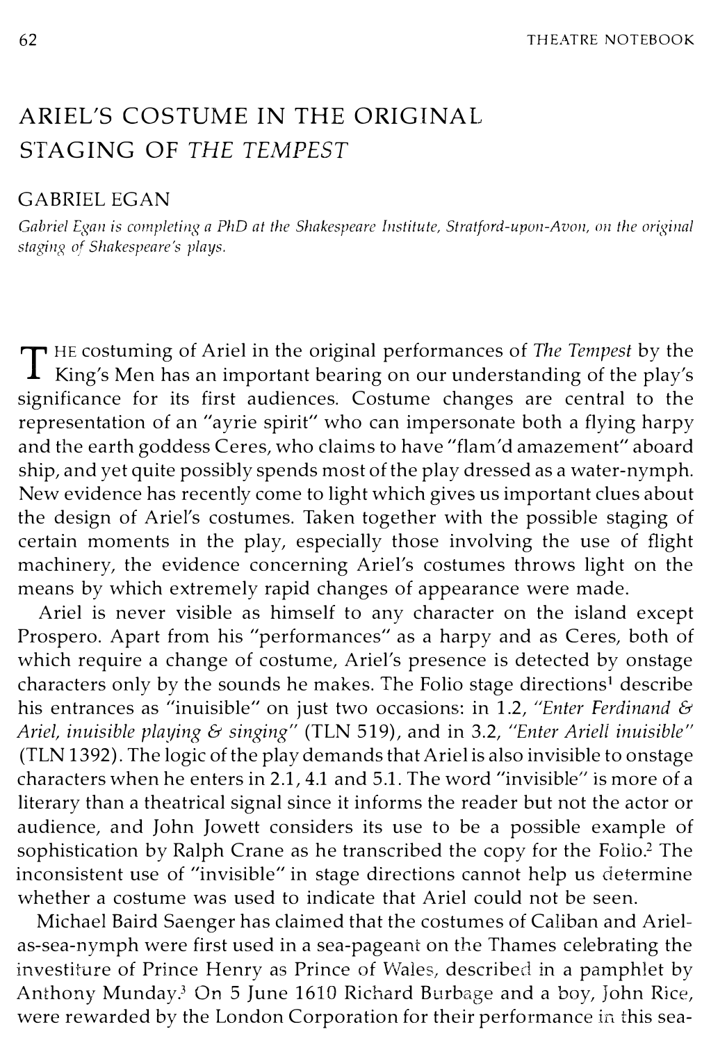# ARIEL'S COSTUME IN THE ORIGINAL STAGING OF *THE TEMPEST*

GABRIEL EGAN

*Gabriel Egan is completing a PhD at the Shakespeare Institute, Stratford-upon-Avon, on the original staging of Shakespeare's plays.*

The costuming of Ariel in the original performances of *The Tempest* by the King's Men has an important bearing on our understanding of the play's significance for its first audiences. Costume changes are central to the representation of an "ayrie spirit" who can impersonate both a flying harpy and the earth goddess Ceres, who claims to have "flam'd amazement" aboard ship, and yet quite possibly spends most of the play dressed as a water-nymph. New evidence has recently come to light which gives us important clues about the design of Ariel's costumes. Taken together with the possible staging of certain moments in the play, especially those involving the use of flight machinery, the evidence concerning Ariel's costumes throws light on the means by which extremely rapid changes of appearance were made.

Ariel is never visible as himself to any character on the island except Prospero. Apart from his "performances" as a harpy and as Ceres, both of which require a change of costume, Ariel's presence is detected by onstage characters only by the sounds he makes. The Folio stage directions[1] describe his entrances as "inuisible" on just two occasions: in 1.2, "*Enter Ferdinand & Ariel, inuisible playing & singing*" (TLN 519), and in 3.2, "*Enter Ariell inuisible*" (TLN 1392). The logic of the play demands that Ariel is also invisible to onstage characters when he enters in 2.1, 4.1 and 5.1. The word "invisible" is more of a literary than a theatrical signal since it informs the reader but not the actor or audience, and John Jowett considers its use to be a possible example of sophistication by Ralph Crane as he transcribed the copy for the Folio.[2] The inconsistent use of "invisible" in stage directions cannot help us determine whether a costume was used to indicate that Ariel could not be seen.

Michael Baird Saenger has claimed that the costumes of Caliban and Ariel-as-sea-nymph were first used in a sea-pageant on the Thames celebrating the investiture of Prince Henry as Prince of Wales, described in a pamphlet by Anthony Munday.[3] On 5 June 1610 Richard Burbage and a boy, John Rice, were rewarded by the London Corporation for their performance in this sea-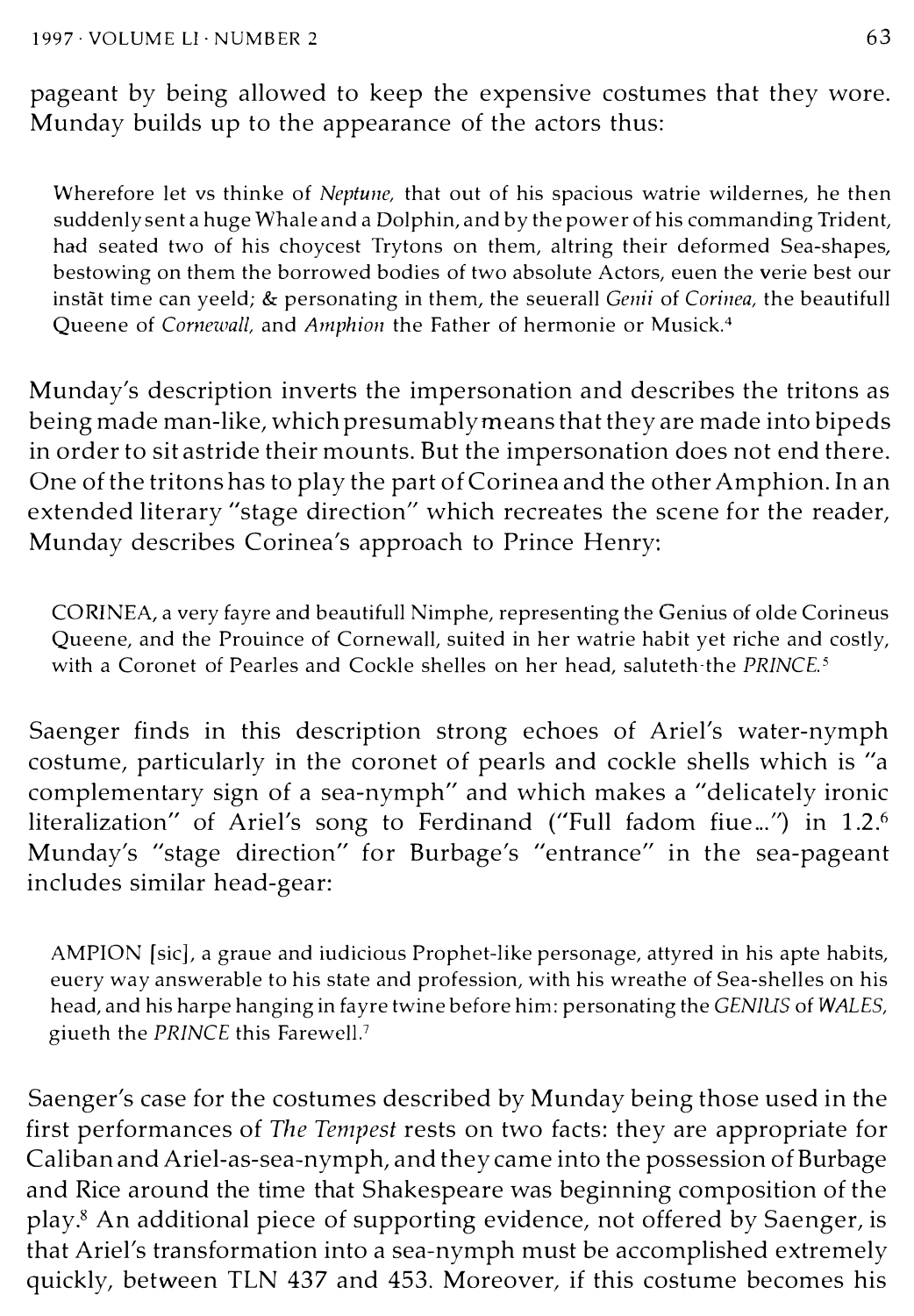pageant by being allowed to keep the expensive costumes that they wore. Munday builds up to the appearance of the actors thus:

> Wherefore let vs thinke of *Neptune,* that out of his spacious watrie wildernes, he then suddenly sent a huge Whale and a Dolphin, and by the power of his commanding Trident, had seated two of his choycest Trytons on them, altring their deformed Sea-shapes, bestowing on them the borrowed bodies of two absolute Actors, euen the verie best our instãt time can yeeld; & personating in them, the seuerall *Genii* of *Corinea,* the beautifull Queene of *Cornewall,* and *Amphion* the Father of hermonie or Musick.[4]

Munday's description inverts the impersonation and describes the tritons as being made man-like, which presumably means that they are made into bipeds in order to sit astride their mounts. But the impersonation does not end there. One of the tritons has to play the part of Corinea and the other Amphion. In an extended literary "stage direction" which recreates the scene for the reader, Munday describes Corinea's approach to Prince Henry:

> CORINEA, a very fayre and beautifull Nimphe, representing the Genius of olde Corineus Queene, and the Prouince of Cornewall, suited in her watrie habit yet riche and costly, with a Coronet of Pearles and Cockle shelles on her head, saluteth the *PRINCE.*[5]

Saenger finds in this description strong echoes of Ariel's water-nymph costume, particularly in the coronet of pearls and cockle shells which is "a complementary sign of a sea-nymph" and which makes a "delicately ironic literalization" of Ariel's song to Ferdinand ("Full fadom fiue...") in 1.2.[6] Munday's "stage direction" for Burbage's "entrance" in the sea-pageant includes similar head-gear:

> AMPION [sic], a graue and iudicious Prophet-like personage, attyred in his apte habits, euery way answerable to his state and profession, with his wreathe of Sea-shelles on his head, and his harpe hanging in fayre twine before him: personating the *GENIUS* of *WALES,* giueth the *PRINCE* this Farewell.[7]

Saenger's case for the costumes described by Munday being those used in the first performances of *The Tempest* rests on two facts: they are appropriate for Caliban and Ariel-as-sea-nymph, and they came into the possession of Burbage and Rice around the time that Shakespeare was beginning composition of the play.[8] An additional piece of supporting evidence, not offered by Saenger, is that Ariel's transformation into a sea-nymph must be accomplished extremely quickly, between TLN 437 and 453. Moreover, if this costume becomes his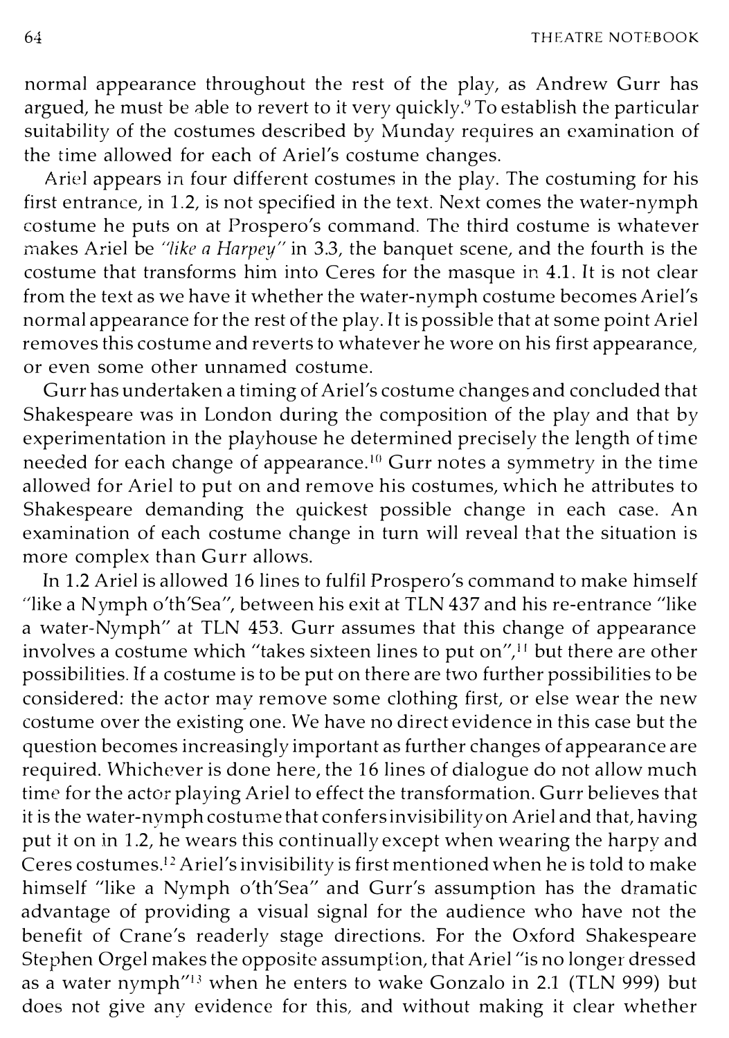normal appearance throughout the rest of the play, as Andrew Gurr has argued, he must be able to revert to it very quickly.[9] To establish the particular suitability of the costumes described by Munday requires an examination of the time allowed for each of Ariel's costume changes.

Ariel appears in four different costumes in the play. The costuming for his first entrance, in 1.2, is not specified in the text. Next comes the water-nymph costume he puts on at Prospero's command. The third costume is whatever makes Ariel be *"like a Harpey"* in 3.3, the banquet scene, and the fourth is the costume that transforms him into Ceres for the masque in 4.1. It is not clear from the text as we have it whether the water-nymph costume becomes Ariel's normal appearance for the rest of the play. It is possible that at some point Ariel removes this costume and reverts to whatever he wore on his first appearance, or even some other unnamed costume.

Gurr has undertaken a timing of Ariel's costume changes and concluded that Shakespeare was in London during the composition of the play and that by experimentation in the playhouse he determined precisely the length of time needed for each change of appearance.[10] Gurr notes a symmetry in the time allowed for Ariel to put on and remove his costumes, which he attributes to Shakespeare demanding the quickest possible change in each case. An examination of each costume change in turn will reveal that the situation is more complex than Gurr allows.

In 1.2 Ariel is allowed 16 lines to fulfil Prospero's command to make himself "like a Nymph o'th'Sea", between his exit at TLN 437 and his re-entrance "like a water-Nymph" at TLN 453. Gurr assumes that this change of appearance involves a costume which "takes sixteen lines to put on",[11] but there are other possibilities. If a costume is to be put on there are two further possibilities to be considered: the actor may remove some clothing first, or else wear the new costume over the existing one. We have no direct evidence in this case but the question becomes increasingly important as further changes of appearance are required. Whichever is done here, the 16 lines of dialogue do not allow much time for the actor playing Ariel to effect the transformation. Gurr believes that it is the water-nymph costume that confers invisibility on Ariel and that, having put it on in 1.2, he wears this continually except when wearing the harpy and Ceres costumes.[12] Ariel's invisibility is first mentioned when he is told to make himself "like a Nymph o'th'Sea" and Gurr's assumption has the dramatic advantage of providing a visual signal for the audience who have not the benefit of Crane's readerly stage directions. For the Oxford Shakespeare Stephen Orgel makes the opposite assumption, that Ariel "is no longer dressed as a water nymph"[13] when he enters to wake Gonzalo in 2.1 (TLN 999) but does not give any evidence for this, and without making it clear whether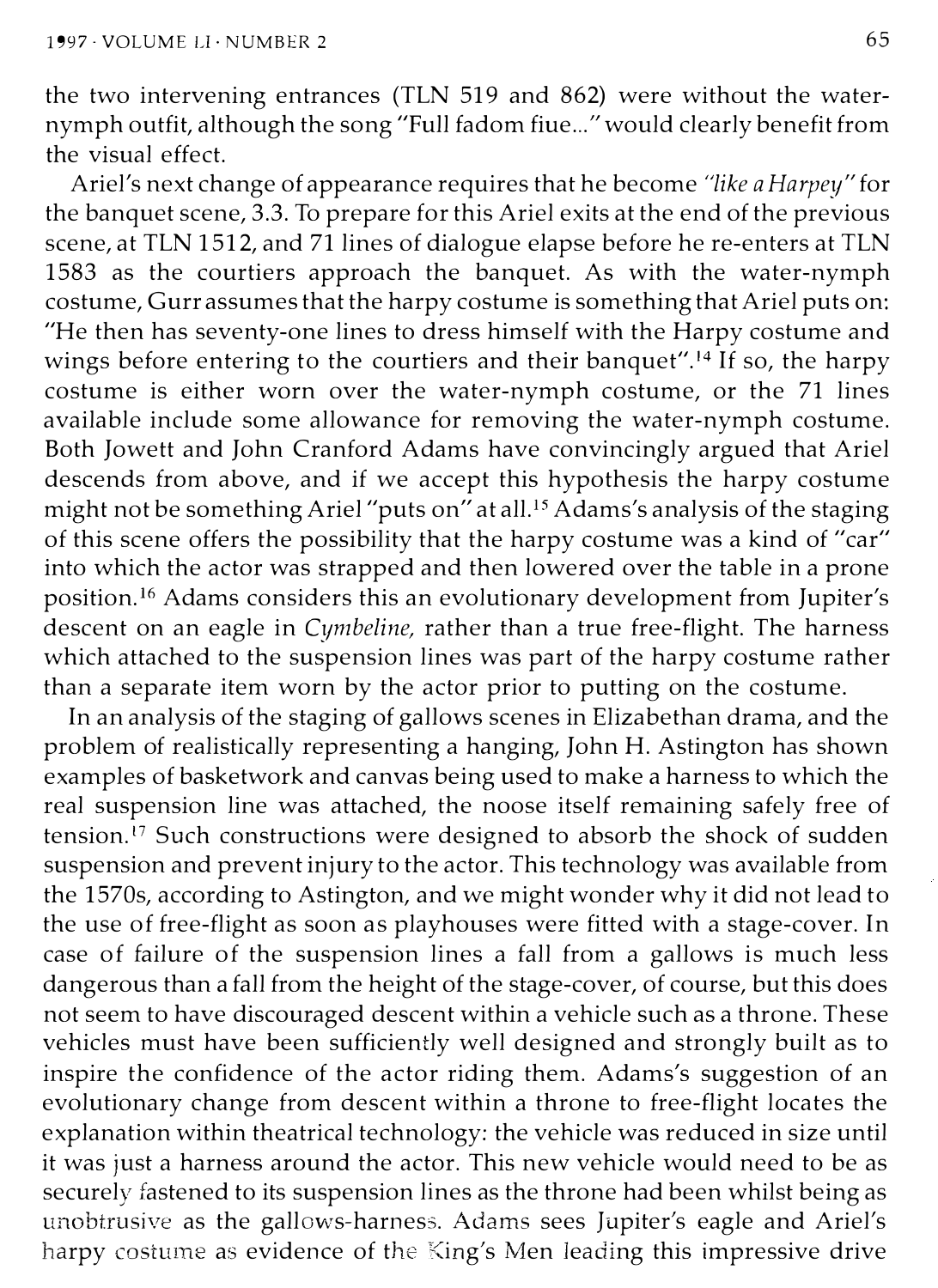the two intervening entrances (TLN 519 and 862) were without the water-nymph outfit, although the song "Full fadom fiue..." would clearly benefit from the visual effect.

Ariel's next change of appearance requires that he become *"like a Harpey"* for the banquet scene, 3.3. To prepare for this Ariel exits at the end of the previous scene, at TLN 1512, and 71 lines of dialogue elapse before he re-enters at TLN 1583 as the courtiers approach the banquet. As with the water-nymph costume, Gurr assumes that the harpy costume is something that Ariel puts on: "He then has seventy-one lines to dress himself with the Harpy costume and wings before entering to the courtiers and their banquet".[14] If so, the harpy costume is either worn over the water-nymph costume, or the 71 lines available include some allowance for removing the water-nymph costume. Both Jowett and John Cranford Adams have convincingly argued that Ariel descends from above, and if we accept this hypothesis the harpy costume might not be something Ariel "puts on" at all.[15] Adams's analysis of the staging of this scene offers the possibility that the harpy costume was a kind of "car" into which the actor was strapped and then lowered over the table in a prone position.[16] Adams considers this an evolutionary development from Jupiter's descent on an eagle in *Cymbeline,* rather than a true free-flight. The harness which attached to the suspension lines was part of the harpy costume rather than a separate item worn by the actor prior to putting on the costume.

In an analysis of the staging of gallows scenes in Elizabethan drama, and the problem of realistically representing a hanging, John H. Astington has shown examples of basketwork and canvas being used to make a harness to which the real suspension line was attached, the noose itself remaining safely free of tension.[17] Such constructions were designed to absorb the shock of sudden suspension and prevent injury to the actor. This technology was available from the 1570s, according to Astington, and we might wonder why it did not lead to the use of free-flight as soon as playhouses were fitted with a stage-cover. In case of failure of the suspension lines a fall from a gallows is much less dangerous than a fall from the height of the stage-cover, of course, but this does not seem to have discouraged descent within a vehicle such as a throne. These vehicles must have been sufficiently well designed and strongly built as to inspire the confidence of the actor riding them. Adams's suggestion of an evolutionary change from descent within a throne to free-flight locates the explanation within theatrical technology: the vehicle was reduced in size until it was just a harness around the actor. This new vehicle would need to be as securely fastened to its suspension lines as the throne had been whilst being as unobtrusive as the gallows-harness. Adams sees Jupiter's eagle and Ariel's harpy costume as evidence of the King's Men leading this impressive drive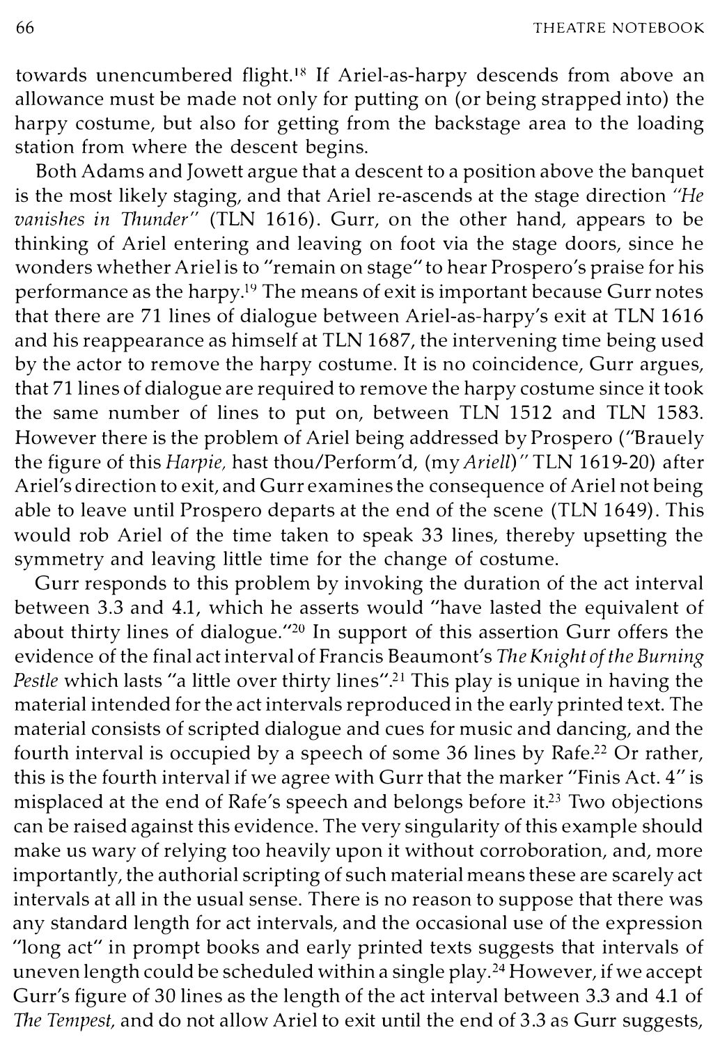towards unencumbered flight.[18] If Ariel-as-harpy descends from above an allowance must be made not only for putting on (or being strapped into) the harpy costume, but also for getting from the backstage area to the loading station from where the descent begins.

Both Adams and Jowett argue that a descent to a position above the banquet is the most likely staging, and that Ariel re-ascends at the stage direction *"He vanishes in Thunder"* (TLN 1616). Gurr, on the other hand, appears to be thinking of Ariel entering and leaving on foot via the stage doors, since he wonders whether Ariel is to "remain on stage" to hear Prospero's praise for his performance as the harpy.[19] The means of exit is important because Gurr notes that there are 71 lines of dialogue between Ariel-as-harpy's exit at TLN 1616 and his reappearance as himself at TLN 1687, the intervening time being used by the actor to remove the harpy costume. It is no coincidence, Gurr argues, that 71 lines of dialogue are required to remove the harpy costume since it took the same number of lines to put on, between TLN 1512 and TLN 1583. However there is the problem of Ariel being addressed by Prospero ("Brauely the figure of this *Harpie,* hast thou/Perform'd, (my *Ariell*)" TLN 1619-20) after Ariel's direction to exit, and Gurr examines the consequence of Ariel not being able to leave until Prospero departs at the end of the scene (TLN 1649). This would rob Ariel of the time taken to speak 33 lines, thereby upsetting the symmetry and leaving little time for the change of costume.

Gurr responds to this problem by invoking the duration of the act interval between 3.3 and 4.1, which he asserts would "have lasted the equivalent of about thirty lines of dialogue."[20] In support of this assertion Gurr offers the evidence of the final act interval of Francis Beaumont's *The Knight of the Burning Pestle* which lasts "a little over thirty lines".[21] This play is unique in having the material intended for the act intervals reproduced in the early printed text. The material consists of scripted dialogue and cues for music and dancing, and the fourth interval is occupied by a speech of some 36 lines by Rafe.[22] Or rather, this is the fourth interval if we agree with Gurr that the marker "Finis Act. 4" is misplaced at the end of Rafe's speech and belongs before it.[23] Two objections can be raised against this evidence. The very singularity of this example should make us wary of relying too heavily upon it without corroboration, and, more importantly, the authorial scripting of such material means these are scarely act intervals at all in the usual sense. There is no reason to suppose that there was any standard length for act intervals, and the occasional use of the expression "long act" in prompt books and early printed texts suggests that intervals of uneven length could be scheduled within a single play.[24] However, if we accept Gurr's figure of 30 lines as the length of the act interval between 3.3 and 4.1 of *The Tempest,* and do not allow Ariel to exit until the end of 3.3 as Gurr suggests,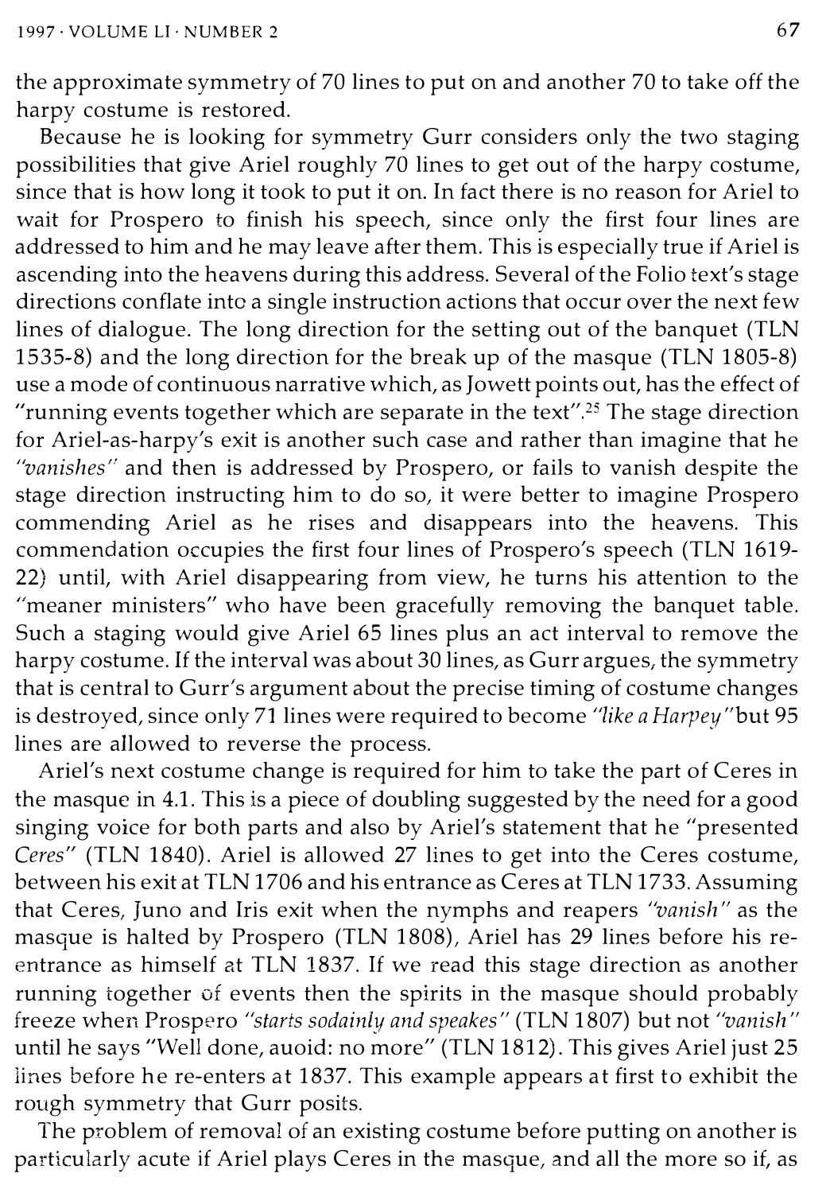the approximate symmetry of 70 lines to put on and another 70 to take off the harpy costume is restored.

Because he is looking for symmetry Gurr considers only the two staging possibilities that give Ariel roughly 70 lines to get out of the harpy costume, since that is how long it took to put it on. In fact there is no reason for Ariel to wait for Prospero to finish his speech, since only the first four lines are addressed to him and he may leave after them. This is especially true if Ariel is ascending into the heavens during this address. Several of the Folio text's stage directions conflate into a single instruction actions that occur over the next few lines of dialogue. The long direction for the setting out of the banquet (TLN 1535-8) and the long direction for the break up of the masque (TLN 1805-8) use a mode of continuous narrative which, as Jowett points out, has the effect of "running events together which are separate in the text".[25] The stage direction for Ariel-as-harpy's exit is another such case and rather than imagine that he *"vanishes"* and then is addressed by Prospero, or fails to vanish despite the stage direction instructing him to do so, it were better to imagine Prospero commending Ariel as he rises and disappears into the heavens. This commendation occupies the first four lines of Prospero's speech (TLN 1619-22) until, with Ariel disappearing from view, he turns his attention to the "meaner ministers" who have been gracefully removing the banquet table. Such a staging would give Ariel 65 lines plus an act interval to remove the harpy costume. If the interval was about 30 lines, as Gurr argues, the symmetry that is central to Gurr's argument about the precise timing of costume changes is destroyed, since only 71 lines were required to become *"like a Harpey"* but 95 lines are allowed to reverse the process.

Ariel's next costume change is required for him to take the part of Ceres in the masque in 4.1. This is a piece of doubling suggested by the need for a good singing voice for both parts and also by Ariel's statement that he "presented *Ceres*" (TLN 1840). Ariel is allowed 27 lines to get into the Ceres costume, between his exit at TLN 1706 and his entrance as Ceres at TLN 1733. Assuming that Ceres, Juno and Iris exit when the nymphs and reapers *"vanish"* as the masque is halted by Prospero (TLN 1808), Ariel has 29 lines before his re-entrance as himself at TLN 1837. If we read this stage direction as another running together of events then the spirits in the masque should probably freeze when Prospero *"starts sodainly and speakes"* (TLN 1807) but not *"vanish"* until he says "Well done, auoid: no more" (TLN 1812). This gives Ariel just 25 lines before he re-enters at 1837. This example appears at first to exhibit the rough symmetry that Gurr posits.

The problem of removal of an existing costume before putting on another is particularly acute if Ariel plays Ceres in the masque, and all the more so if, as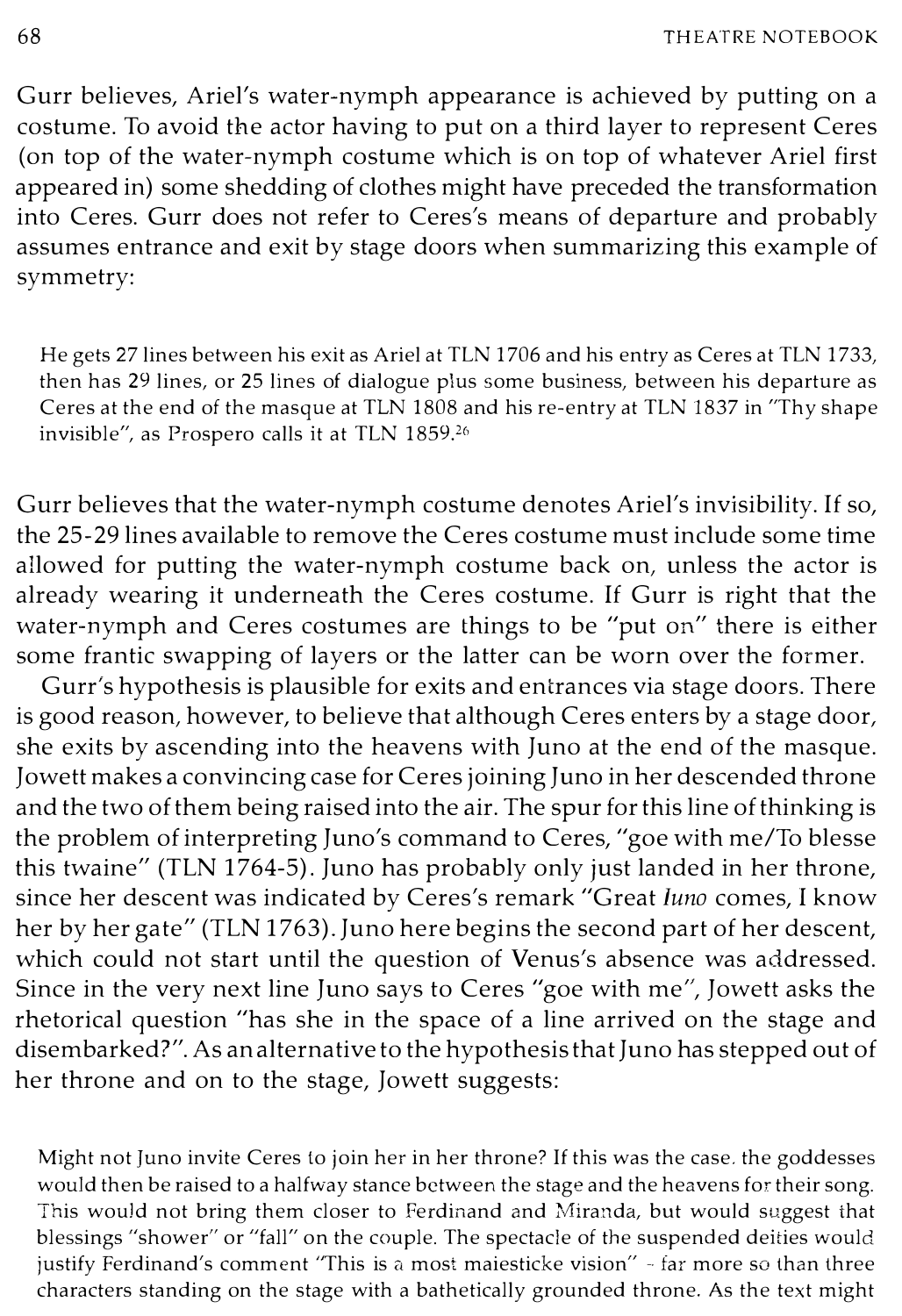Gurr believes, Ariel's water-nymph appearance is achieved by putting on a costume. To avoid the actor having to put on a third layer to represent Ceres (on top of the water-nymph costume which is on top of whatever Ariel first appeared in) some shedding of clothes might have preceded the transformation into Ceres. Gurr does not refer to Ceres's means of departure and probably assumes entrance and exit by stage doors when summarizing this example of symmetry:

> He gets 27 lines between his exit as Ariel at TLN 1706 and his entry as Ceres at TLN 1733, then has 29 lines, or 25 lines of dialogue plus some business, between his departure as Ceres at the end of the masque at TLN 1808 and his re-entry at TLN 1837 in "Thy shape invisible", as Prospero calls it at TLN 1859.[26]

Gurr believes that the water-nymph costume denotes Ariel's invisibility. If so, the 25-29 lines available to remove the Ceres costume must include some time allowed for putting the water-nymph costume back on, unless the actor is already wearing it underneath the Ceres costume. If Gurr is right that the water-nymph and Ceres costumes are things to be "put on" there is either some frantic swapping of layers or the latter can be worn over the former.

Gurr's hypothesis is plausible for exits and entrances via stage doors. There is good reason, however, to believe that although Ceres enters by a stage door, she exits by ascending into the heavens with Juno at the end of the masque. Jowett makes a convincing case for Ceres joining Juno in her descended throne and the two of them being raised into the air. The spur for this line of thinking is the problem of interpreting Juno's command to Ceres, "goe with me/To blesse this twaine" (TLN 1764-5). Juno has probably only just landed in her throne, since her descent was indicated by Ceres's remark "Great *Iuno* comes, I know her by her gate" (TLN 1763). Juno here begins the second part of her descent, which could not start until the question of Venus's absence was addressed. Since in the very next line Juno says to Ceres "goe with me", Jowett asks the rhetorical question "has she in the space of a line arrived on the stage and disembarked?". As an alternative to the hypothesis that Juno has stepped out of her throne and on to the stage, Jowett suggests:

> Might not Juno invite Ceres to join her in her throne? If this was the case, the goddesses would then be raised to a halfway stance between the stage and the heavens for their song. This would not bring them closer to Ferdinand and Miranda, but would suggest that blessings "shower" or "fall" on the couple. The spectacle of the suspended deities would justify Ferdinand's comment "This is a most maiesticke vision" - far more so than three characters standing on the stage with a bathetically grounded throne. As the text might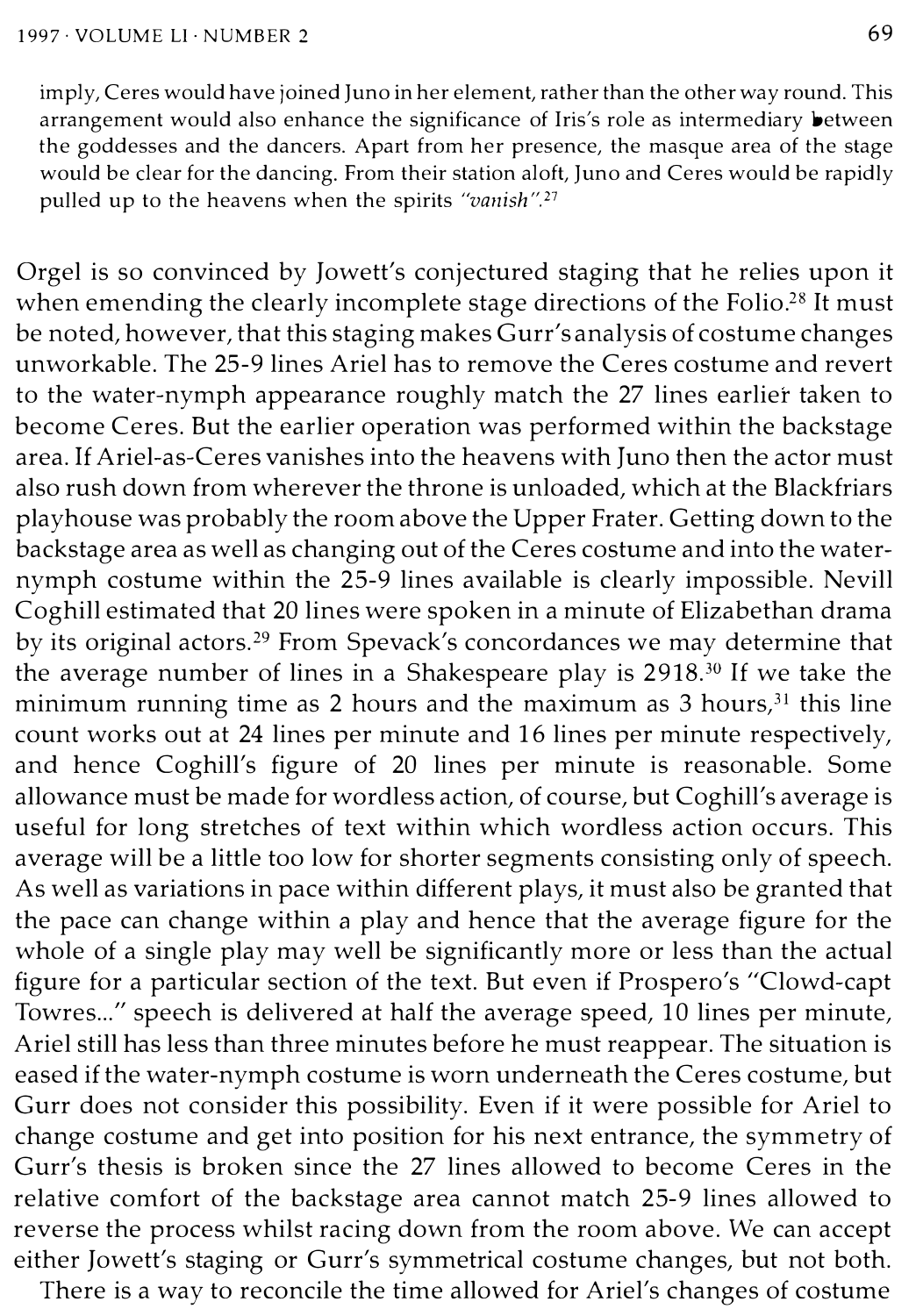imply, Ceres would have joined Juno in her element, rather than the other way round. This arrangement would also enhance the significance of Iris's role as intermediary between the goddesses and the dancers. Apart from her presence, the masque area of the stage would be clear for the dancing. From their station aloft, Juno and Ceres would be rapidly pulled up to the heavens when the spirits *"vanish"*.[27]

Orgel is so convinced by Jowett's conjectured staging that he relies upon it when emending the clearly incomplete stage directions of the Folio.[28] It must be noted, however, that this staging makes Gurr's analysis of costume changes unworkable. The 25-9 lines Ariel has to remove the Ceres costume and revert to the water-nymph appearance roughly match the 27 lines earlier taken to become Ceres. But the earlier operation was performed within the backstage area. If Ariel-as-Ceres vanishes into the heavens with Juno then the actor must also rush down from wherever the throne is unloaded, which at the Blackfriars playhouse was probably the room above the Upper Frater. Getting down to the backstage area as well as changing out of the Ceres costume and into the water-nymph costume within the 25-9 lines available is clearly impossible. Nevill Coghill estimated that 20 lines were spoken in a minute of Elizabethan drama by its original actors.[29] From Spevack's concordances we may determine that the average number of lines in a Shakespeare play is 2918.[30] If we take the minimum running time as 2 hours and the maximum as 3 hours,[31] this line count works out at 24 lines per minute and 16 lines per minute respectively, and hence Coghill's figure of 20 lines per minute is reasonable. Some allowance must be made for wordless action, of course, but Coghill's average is useful for long stretches of text within which wordless action occurs. This average will be a little too low for shorter segments consisting only of speech. As well as variations in pace within different plays, it must also be granted that the pace can change within a play and hence that the average figure for the whole of a single play may well be significantly more or less than the actual figure for a particular section of the text. But even if Prospero's "Clowd-capt Towres..." speech is delivered at half the average speed, 10 lines per minute, Ariel still has less than three minutes before he must reappear. The situation is eased if the water-nymph costume is worn underneath the Ceres costume, but Gurr does not consider this possibility. Even if it were possible for Ariel to change costume and get into position for his next entrance, the symmetry of Gurr's thesis is broken since the 27 lines allowed to become Ceres in the relative comfort of the backstage area cannot match 25-9 lines allowed to reverse the process whilst racing down from the room above. We can accept either Jowett's staging or Gurr's symmetrical costume changes, but not both.

There is a way to reconcile the time allowed for Ariel's changes of costume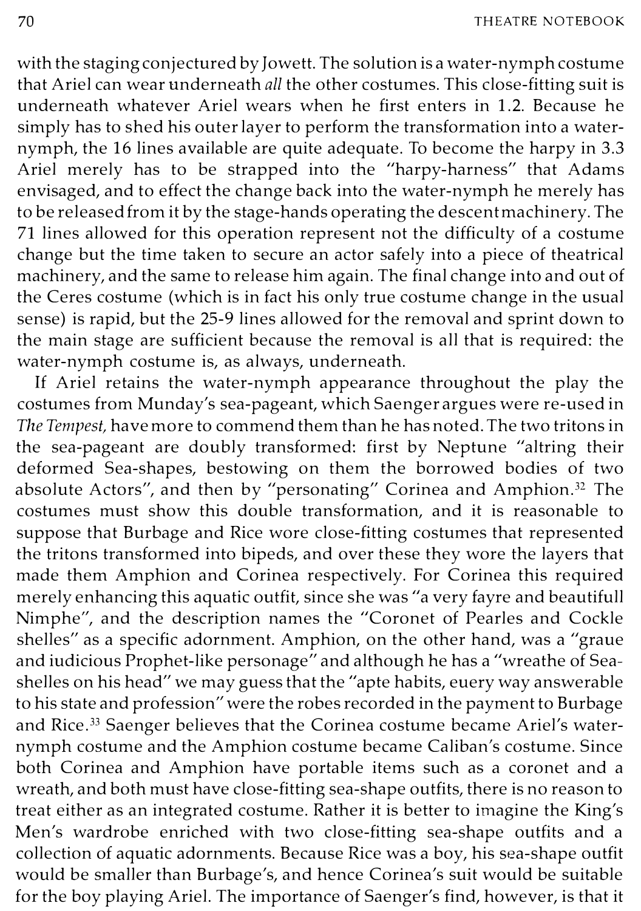with the staging conjectured by Jowett. The solution is a water-nymph costume that Ariel can wear underneath *all* the other costumes. This close-fitting suit is underneath whatever Ariel wears when he first enters in 1.2. Because he simply has to shed his outer layer to perform the transformation into a water-nymph, the 16 lines available are quite adequate. To become the harpy in 3.3 Ariel merely has to be strapped into the "harpy-harness" that Adams envisaged, and to effect the change back into the water-nymph he merely has to be released from it by the stage-hands operating the descent machinery. The 71 lines allowed for this operation represent not the difficulty of a costume change but the time taken to secure an actor safely into a piece of theatrical machinery, and the same to release him again. The final change into and out of the Ceres costume (which is in fact his only true costume change in the usual sense) is rapid, but the 25-9 lines allowed for the removal and sprint down to the main stage are sufficient because the removal is all that is required: the water-nymph costume is, as always, underneath.

If Ariel retains the water-nymph appearance throughout the play the costumes from Munday's sea-pageant, which Saenger argues were re-used in *The Tempest,* have more to commend them than he has noted. The two tritons in the sea-pageant are doubly transformed: first by Neptune "altring their deformed Sea-shapes, bestowing on them the borrowed bodies of two absolute Actors", and then by "personating" Corinea and Amphion.[32] The costumes must show this double transformation, and it is reasonable to suppose that Burbage and Rice wore close-fitting costumes that represented the tritons transformed into bipeds, and over these they wore the layers that made them Amphion and Corinea respectively. For Corinea this required merely enhancing this aquatic outfit, since she was "a very fayre and beautifull Nimphe", and the description names the "Coronet of Pearles and Cockle shelles" as a specific adornment. Amphion, on the other hand, was a "graue and iudicious Prophet-like personage" and although he has a "wreathe of Sea-shelles on his head" we may guess that the "apte habits, euery way answerable to his state and profession" were the robes recorded in the payment to Burbage and Rice.[33] Saenger believes that the Corinea costume became Ariel's water-nymph costume and the Amphion costume became Caliban's costume. Since both Corinea and Amphion have portable items such as a coronet and a wreath, and both must have close-fitting sea-shape outfits, there is no reason to treat either as an integrated costume. Rather it is better to imagine the King's Men's wardrobe enriched with two close-fitting sea-shape outfits and a collection of aquatic adornments. Because Rice was a boy, his sea-shape outfit would be smaller than Burbage's, and hence Corinea's suit would be suitable for the boy playing Ariel. The importance of Saenger's find, however, is that it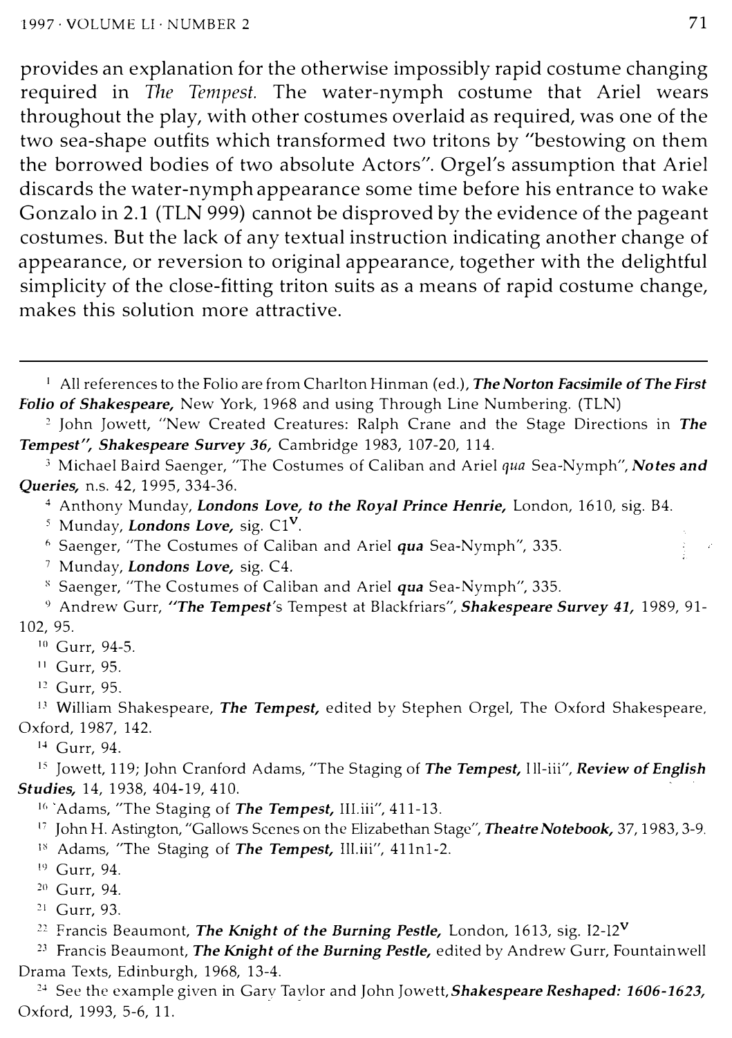provides an explanation for the otherwise impossibly rapid costume changing required in *The Tempest.* The water-nymph costume that Ariel wears throughout the play, with other costumes overlaid as required, was one of the two sea-shape outfits which transformed two tritons by "bestowing on them the borrowed bodies of two absolute Actors". Orgel's assumption that Ariel discards the water-nymph appearance some time before his entrance to wake Gonzalo in 2.1 (TLN 999) cannot be disproved by the evidence of the pageant costumes. But the lack of any textual instruction indicating another change of appearance, or reversion to original appearance, together with the delightful simplicity of the close-fitting triton suits as a means of rapid costume change, makes this solution more attractive.

---

[1] All references to the Folio are from Charlton Hinman (ed.), ***The Norton Facsimile of The First Folio of Shakespeare,*** New York, 1968 and using Through Line Numbering. (TLN)

[2] John Jowett, "New Created Creatures: Ralph Crane and the Stage Directions in ***The Tempest", Shakespeare Survey 36,*** Cambridge 1983, 107-20, 114.

[3] Michael Baird Saenger, "The Costumes of Caliban and Ariel *qua* Sea-Nymph", ***Notes and Queries,*** n.s. 42, 1995, 334-36.

[4] Anthony Munday, ***Londons Love, to the Royal Prince Henrie,*** London, 1610, sig. B4.

[5] Munday, ***Londons Love,*** sig. C1$^{V}$.

[6] Saenger, "The Costumes of Caliban and Ariel ***qua*** Sea-Nymph", 335.

[7] Munday, ***Londons Love,*** sig. C4.

[8] Saenger, "The Costumes of Caliban and Ariel ***qua*** Sea-Nymph", 335.

[9] Andrew Gurr, ***"The Tempest***'s Tempest at Blackfriars", ***Shakespeare Survey 41,*** 1989, 91-102, 95.

[10] Gurr, 94-5.

[11] Gurr, 95.

[12] Gurr, 95.

[13] William Shakespeare, ***The Tempest,*** edited by Stephen Orgel, The Oxford Shakespeare, Oxford, 1987, 142.

[14] Gurr, 94.

[15] Jowett, 119; John Cranford Adams, "The Staging of ***The Tempest,*** III-iii", ***Review of English Studies,*** 14, 1938, 404-19, 410.

[16] Adams, "The Staging of ***The Tempest,*** III.iii", 411-13.

[17] John H. Astington, "Gallows Scenes on the Elizabethan Stage", ***Theatre Notebook,*** 37, 1983, 3-9.

[18] Adams, "The Staging of ***The Tempest,*** III.iii", 411n1-2.

[19] Gurr, 94.

[20] Gurr, 94.

[21] Gurr, 93.

[22] Francis Beaumont, ***The Knight of the Burning Pestle,*** London, 1613, sig. I2-I2$^{V}$

[23] Francis Beaumont, ***The Knight of the Burning Pestle,*** edited by Andrew Gurr, Fountainwell Drama Texts, Edinburgh, 1968, 13-4.

[24] See the example given in Gary Taylor and John Jowett, ***Shakespeare Reshaped: 1606-1623,*** Oxford, 1993, 5-6, 11.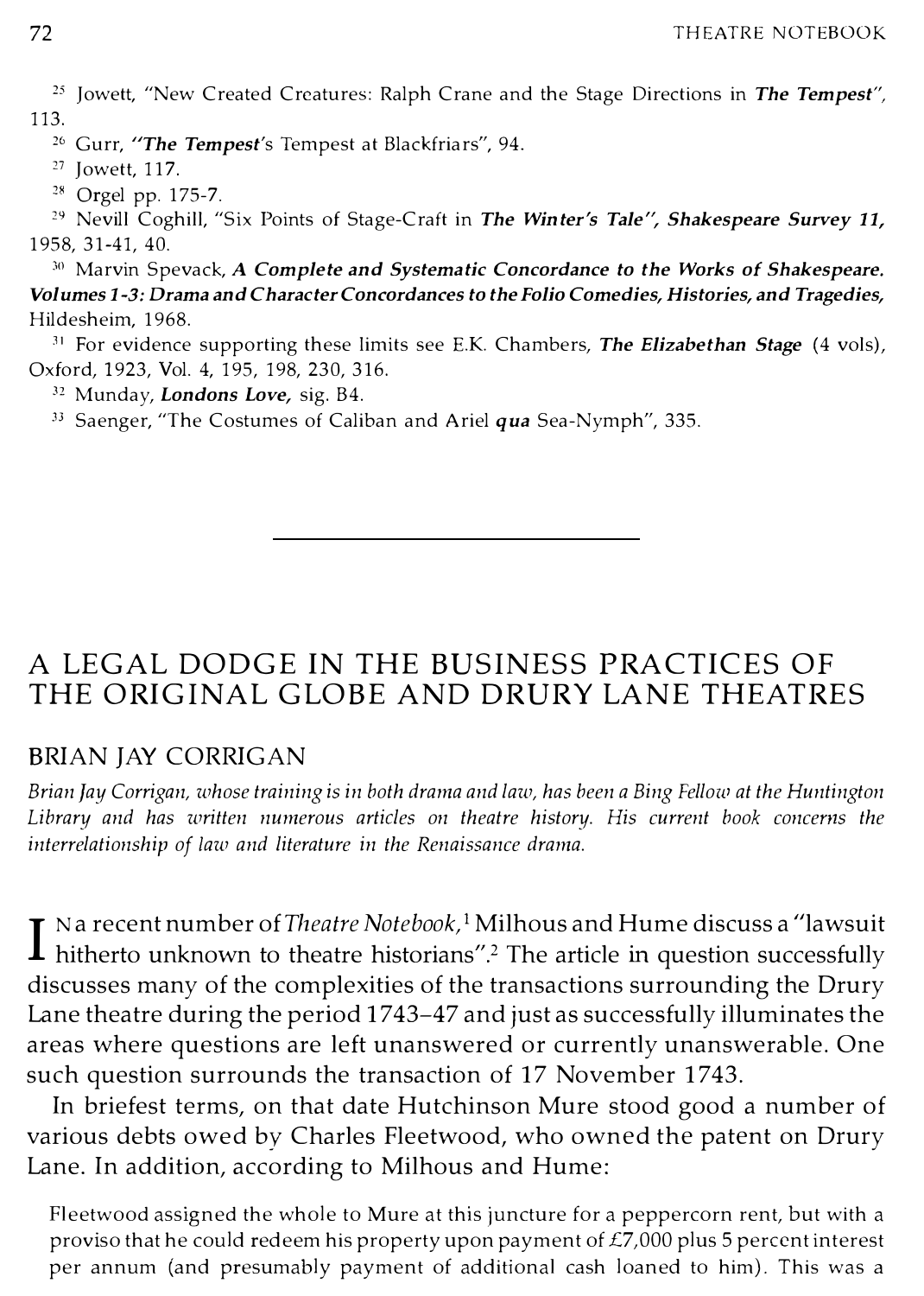[25] Jowett, "New Created Creatures: Ralph Crane and the Stage Directions in ***The Tempest***", 113.

[26] Gurr, "***The Tempest***'s Tempest at Blackfriars", 94.

[27] Jowett, 117.

[28] Orgel pp. 175-7.

[29] Nevill Coghill, "Six Points of Stage-Craft in ***The Winter's Tale***", ***Shakespeare Survey 11***, 1958, 31-41, 40.

[30] Marvin Spevack, ***A Complete and Systematic Concordance to the Works of Shakespeare. Volumes 1-3: Drama and Character Concordances to the Folio Comedies, Histories, and Tragedies***, Hildesheim, 1968.

[31] For evidence supporting these limits see E.K. Chambers, ***The Elizabethan Stage*** (4 vols), Oxford, 1923, Vol. 4, 195, 198, 230, 316.

[32] Munday, ***Londons Love***, sig. B4.

[33] Saenger, "The Costumes of Caliban and Ariel ***qua*** Sea-Nymph", 335.

---

# A LEGAL DODGE IN THE BUSINESS PRACTICES OF THE ORIGINAL GLOBE AND DRURY LANE THEATRES

## BRIAN JAY CORRIGAN

*Brian Jay Corrigan, whose training is in both drama and law, has been a Bing Fellow at the Huntington Library and has written numerous articles on theatre history. His current book concerns the interrelationship of law and literature in the Renaissance drama.*

IN a recent number of *Theatre Notebook*,[1] Milhous and Hume discuss a "lawsuit hitherto unknown to theatre historians".[2] The article in question successfully discusses many of the complexities of the transactions surrounding the Drury Lane theatre during the period 1743–47 and just as successfully illuminates the areas where questions are left unanswered or currently unanswerable. One such question surrounds the transaction of 17 November 1743.

In briefest terms, on that date Hutchinson Mure stood good a number of various debts owed by Charles Fleetwood, who owned the patent on Drury Lane. In addition, according to Milhous and Hume:

> Fleetwood assigned the whole to Mure at this juncture for a peppercorn rent, but with a proviso that he could redeem his property upon payment of £7,000 plus 5 percent interest per annum (and presumably payment of additional cash loaned to him). This was a